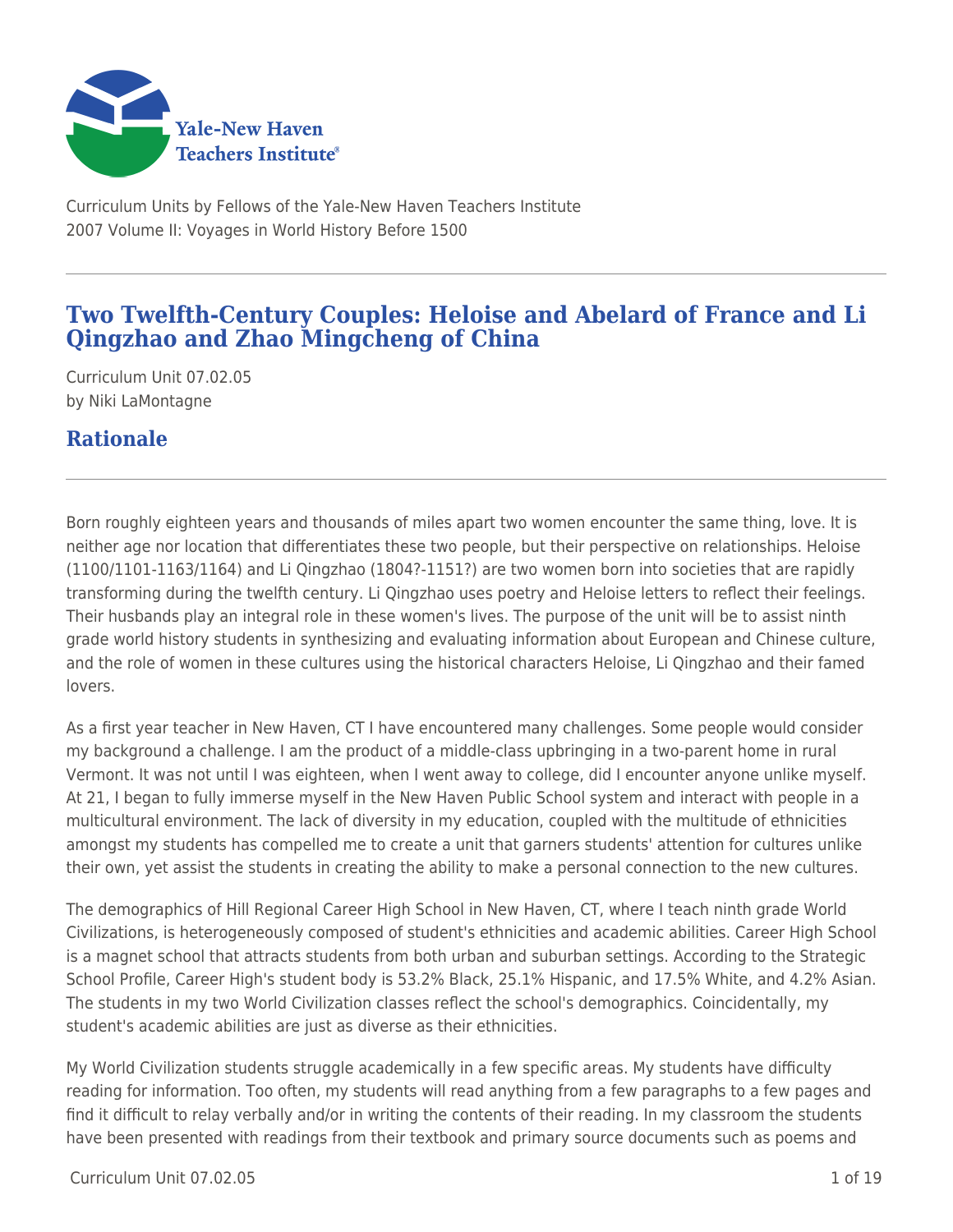Curriculum Units by Fellows of the Yale-New Haven Teachers Institute
2007 Volume II: Voyages in World History Before 1500

# Two Twelfth-Century Couples: Heloise and Abelard of France and Li Qingzhao and Zhao Mingcheng of China

Curriculum Unit 07.02.05
by Niki LaMontagne

## Rationale

Born roughly eighteen years and thousands of miles apart two women encounter the same thing, love. It is neither age nor location that differentiates these two people, but their perspective on relationships. Heloise (1100/1101-1163/1164) and Li Qingzhao (1804?-1151?) are two women born into societies that are rapidly transforming during the twelfth century. Li Qingzhao uses poetry and Heloise letters to reflect their feelings. Their husbands play an integral role in these women's lives. The purpose of the unit will be to assist ninth grade world history students in synthesizing and evaluating information about European and Chinese culture, and the role of women in these cultures using the historical characters Heloise, Li Qingzhao and their famed lovers.

As a first year teacher in New Haven, CT I have encountered many challenges. Some people would consider my background a challenge. I am the product of a middle-class upbringing in a two-parent home in rural Vermont. It was not until I was eighteen, when I went away to college, did I encounter anyone unlike myself. At 21, I began to fully immerse myself in the New Haven Public School system and interact with people in a multicultural environment. The lack of diversity in my education, coupled with the multitude of ethnicities amongst my students has compelled me to create a unit that garners students' attention for cultures unlike their own, yet assist the students in creating the ability to make a personal connection to the new cultures.

The demographics of Hill Regional Career High School in New Haven, CT, where I teach ninth grade World Civilizations, is heterogeneously composed of student's ethnicities and academic abilities. Career High School is a magnet school that attracts students from both urban and suburban settings. According to the Strategic School Profile, Career High's student body is 53.2% Black, 25.1% Hispanic, and 17.5% White, and 4.2% Asian. The students in my two World Civilization classes reflect the school's demographics. Coincidentally, my student's academic abilities are just as diverse as their ethnicities.

My World Civilization students struggle academically in a few specific areas. My students have difficulty reading for information. Too often, my students will read anything from a few paragraphs to a few pages and find it difficult to relay verbally and/or in writing the contents of their reading. In my classroom the students have been presented with readings from their textbook and primary source documents such as poems and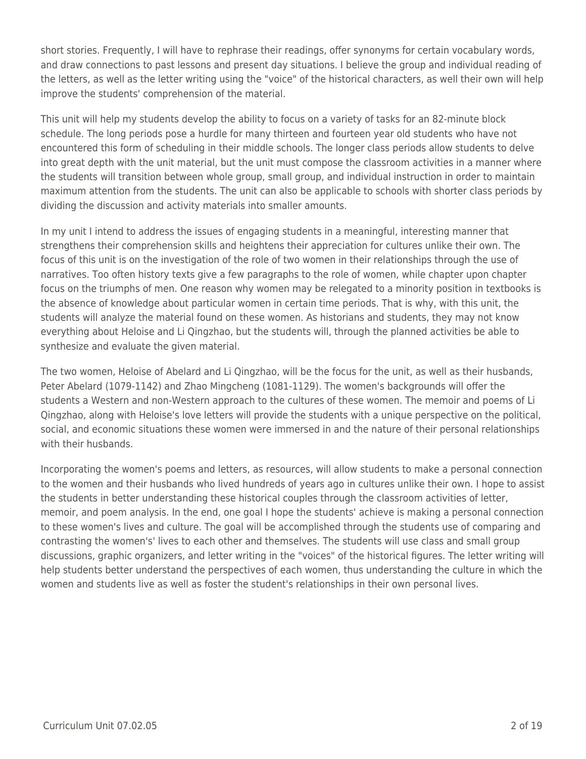short stories. Frequently, I will have to rephrase their readings, offer synonyms for certain vocabulary words, and draw connections to past lessons and present day situations. I believe the group and individual reading of the letters, as well as the letter writing using the "voice" of the historical characters, as well their own will help improve the students' comprehension of the material.

This unit will help my students develop the ability to focus on a variety of tasks for an 82-minute block schedule. The long periods pose a hurdle for many thirteen and fourteen year old students who have not encountered this form of scheduling in their middle schools. The longer class periods allow students to delve into great depth with the unit material, but the unit must compose the classroom activities in a manner where the students will transition between whole group, small group, and individual instruction in order to maintain maximum attention from the students. The unit can also be applicable to schools with shorter class periods by dividing the discussion and activity materials into smaller amounts.

In my unit I intend to address the issues of engaging students in a meaningful, interesting manner that strengthens their comprehension skills and heightens their appreciation for cultures unlike their own. The focus of this unit is on the investigation of the role of two women in their relationships through the use of narratives. Too often history texts give a few paragraphs to the role of women, while chapter upon chapter focus on the triumphs of men. One reason why women may be relegated to a minority position in textbooks is the absence of knowledge about particular women in certain time periods. That is why, with this unit, the students will analyze the material found on these women. As historians and students, they may not know everything about Heloise and Li Qingzhao, but the students will, through the planned activities be able to synthesize and evaluate the given material.

The two women, Heloise of Abelard and Li Qingzhao, will be the focus for the unit, as well as their husbands, Peter Abelard (1079-1142) and Zhao Mingcheng (1081-1129). The women's backgrounds will offer the students a Western and non-Western approach to the cultures of these women. The memoir and poems of Li Qingzhao, along with Heloise's love letters will provide the students with a unique perspective on the political, social, and economic situations these women were immersed in and the nature of their personal relationships with their husbands.

Incorporating the women's poems and letters, as resources, will allow students to make a personal connection to the women and their husbands who lived hundreds of years ago in cultures unlike their own. I hope to assist the students in better understanding these historical couples through the classroom activities of letter, memoir, and poem analysis. In the end, one goal I hope the students' achieve is making a personal connection to these women's lives and culture. The goal will be accomplished through the students use of comparing and contrasting the women's' lives to each other and themselves. The students will use class and small group discussions, graphic organizers, and letter writing in the "voices" of the historical figures. The letter writing will help students better understand the perspectives of each women, thus understanding the culture in which the women and students live as well as foster the student's relationships in their own personal lives.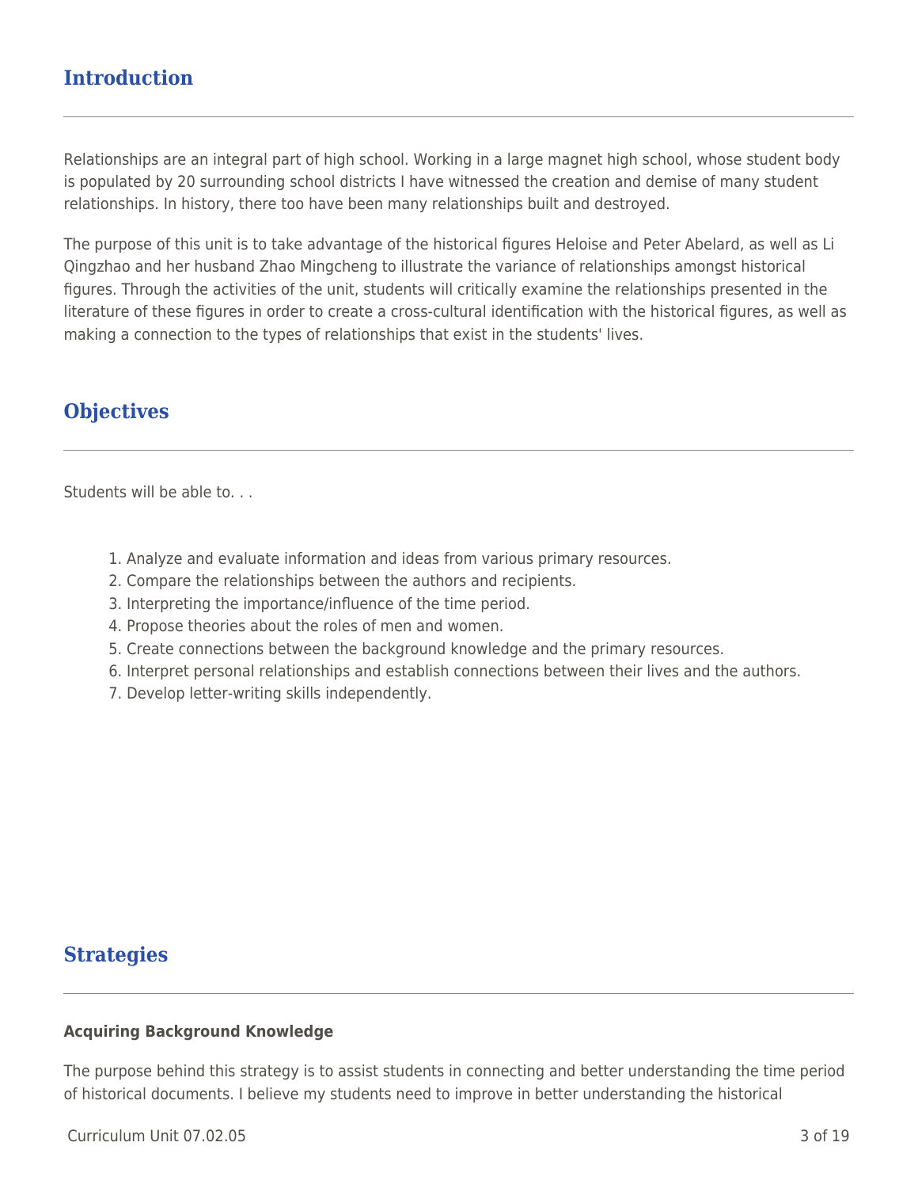## Introduction

Relationships are an integral part of high school. Working in a large magnet high school, whose student body is populated by 20 surrounding school districts I have witnessed the creation and demise of many student relationships. In history, there too have been many relationships built and destroyed.

The purpose of this unit is to take advantage of the historical figures Heloise and Peter Abelard, as well as Li Qingzhao and her husband Zhao Mingcheng to illustrate the variance of relationships amongst historical figures. Through the activities of the unit, students will critically examine the relationships presented in the literature of these figures in order to create a cross-cultural identification with the historical figures, as well as making a connection to the types of relationships that exist in the students' lives.

## Objectives

Students will be able to. . .

1. Analyze and evaluate information and ideas from various primary resources.
2. Compare the relationships between the authors and recipients.
3. Interpreting the importance/influence of the time period.
4. Propose theories about the roles of men and women.
5. Create connections between the background knowledge and the primary resources.
6. Interpret personal relationships and establish connections between their lives and the authors.
7. Develop letter-writing skills independently.

## Strategies

**Acquiring Background Knowledge**

The purpose behind this strategy is to assist students in connecting and better understanding the time period of historical documents. I believe my students need to improve in better understanding the historical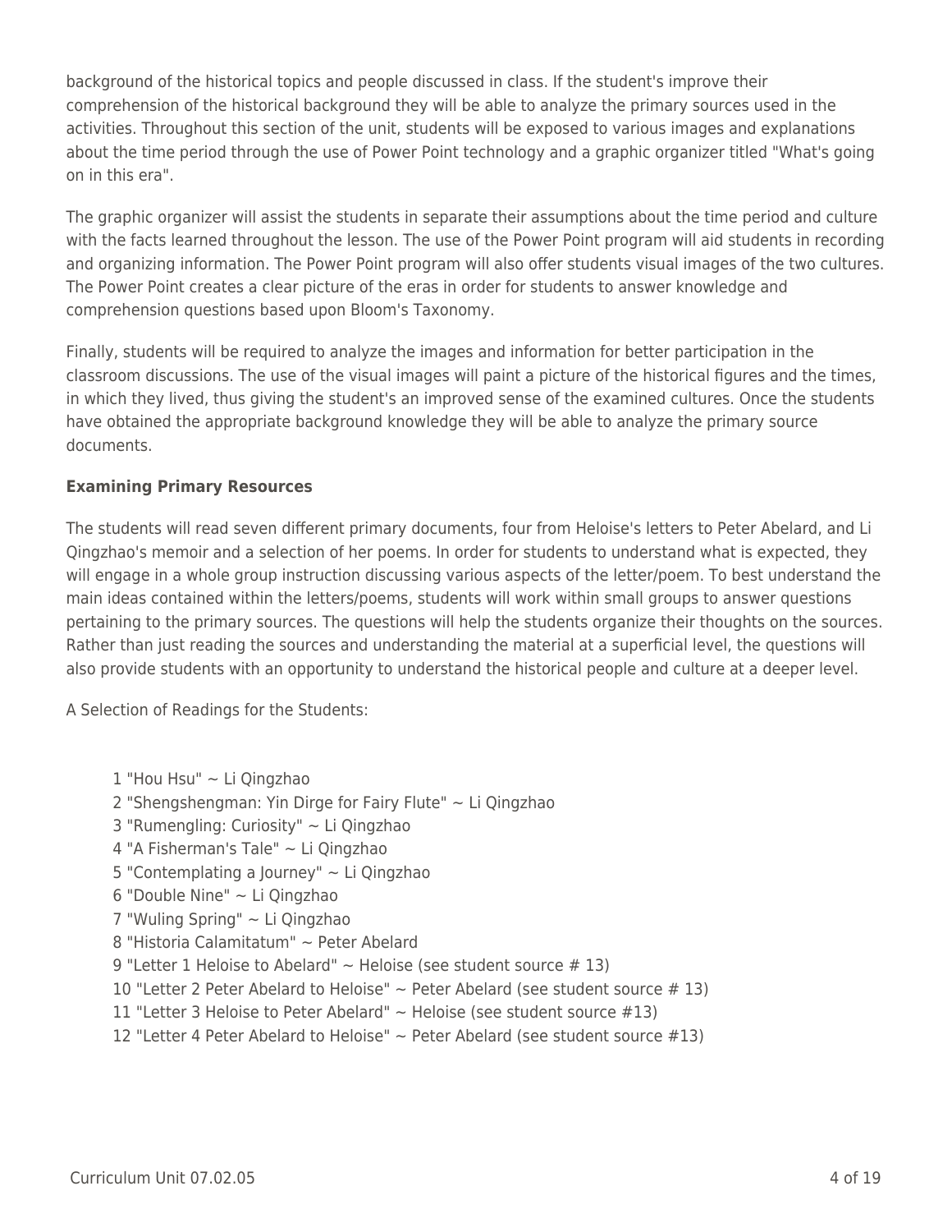background of the historical topics and people discussed in class. If the student's improve their comprehension of the historical background they will be able to analyze the primary sources used in the activities. Throughout this section of the unit, students will be exposed to various images and explanations about the time period through the use of Power Point technology and a graphic organizer titled "What's going on in this era".

The graphic organizer will assist the students in separate their assumptions about the time period and culture with the facts learned throughout the lesson. The use of the Power Point program will aid students in recording and organizing information. The Power Point program will also offer students visual images of the two cultures. The Power Point creates a clear picture of the eras in order for students to answer knowledge and comprehension questions based upon Bloom's Taxonomy.

Finally, students will be required to analyze the images and information for better participation in the classroom discussions. The use of the visual images will paint a picture of the historical figures and the times, in which they lived, thus giving the student's an improved sense of the examined cultures. Once the students have obtained the appropriate background knowledge they will be able to analyze the primary source documents.

**Examining Primary Resources**

The students will read seven different primary documents, four from Heloise's letters to Peter Abelard, and Li Qingzhao's memoir and a selection of her poems. In order for students to understand what is expected, they will engage in a whole group instruction discussing various aspects of the letter/poem. To best understand the main ideas contained within the letters/poems, students will work within small groups to answer questions pertaining to the primary sources. The questions will help the students organize their thoughts on the sources. Rather than just reading the sources and understanding the material at a superficial level, the questions will also provide students with an opportunity to understand the historical people and culture at a deeper level.

A Selection of Readings for the Students:

1 "Hou Hsu" ~ Li Qingzhao
2 "Shengshengman: Yin Dirge for Fairy Flute" ~ Li Qingzhao
3 "Rumengling: Curiosity" ~ Li Qingzhao
4 "A Fisherman's Tale" ~ Li Qingzhao
5 "Contemplating a Journey" ~ Li Qingzhao
6 "Double Nine" ~ Li Qingzhao
7 "Wuling Spring" ~ Li Qingzhao
8 "Historia Calamitatum" ~ Peter Abelard
9 "Letter 1 Heloise to Abelard" ~ Heloise (see student source # 13)
10 "Letter 2 Peter Abelard to Heloise" ~ Peter Abelard (see student source # 13)
11 "Letter 3 Heloise to Peter Abelard" ~ Heloise (see student source #13)
12 "Letter 4 Peter Abelard to Heloise" ~ Peter Abelard (see student source #13)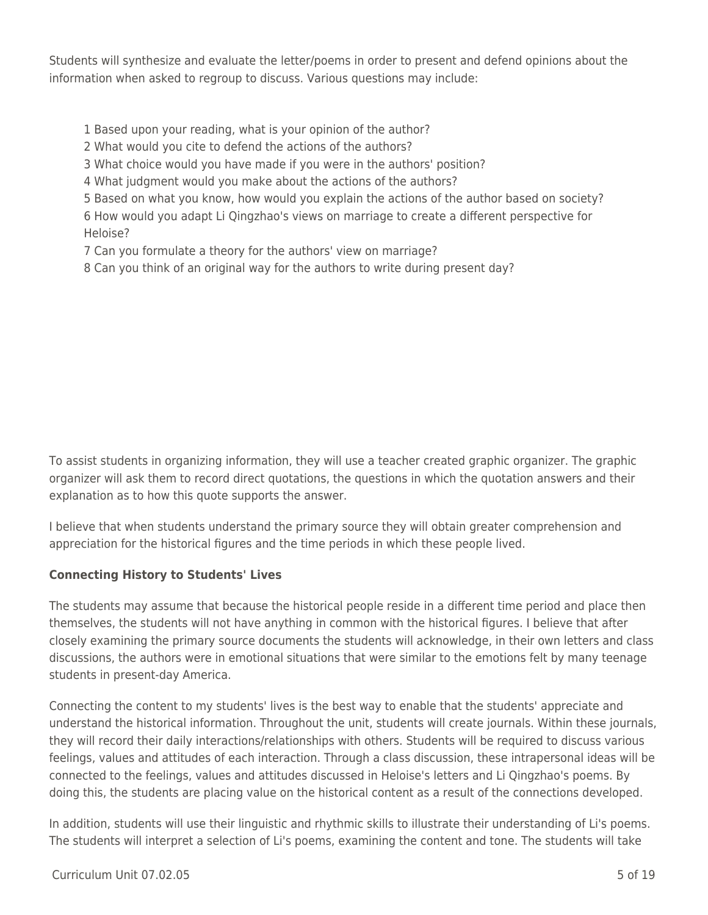Students will synthesize and evaluate the letter/poems in order to present and defend opinions about the information when asked to regroup to discuss. Various questions may include:

1 Based upon your reading, what is your opinion of the author?
2 What would you cite to defend the actions of the authors?
3 What choice would you have made if you were in the authors' position?
4 What judgment would you make about the actions of the authors?
5 Based on what you know, how would you explain the actions of the author based on society?
6 How would you adapt Li Qingzhao's views on marriage to create a different perspective for Heloise?
7 Can you formulate a theory for the authors' view on marriage?
8 Can you think of an original way for the authors to write during present day?

To assist students in organizing information, they will use a teacher created graphic organizer. The graphic organizer will ask them to record direct quotations, the questions in which the quotation answers and their explanation as to how this quote supports the answer.

I believe that when students understand the primary source they will obtain greater comprehension and appreciation for the historical figures and the time periods in which these people lived.

**Connecting History to Students' Lives**

The students may assume that because the historical people reside in a different time period and place then themselves, the students will not have anything in common with the historical figures. I believe that after closely examining the primary source documents the students will acknowledge, in their own letters and class discussions, the authors were in emotional situations that were similar to the emotions felt by many teenage students in present-day America.

Connecting the content to my students' lives is the best way to enable that the students' appreciate and understand the historical information. Throughout the unit, students will create journals. Within these journals, they will record their daily interactions/relationships with others. Students will be required to discuss various feelings, values and attitudes of each interaction. Through a class discussion, these intrapersonal ideas will be connected to the feelings, values and attitudes discussed in Heloise's letters and Li Qingzhao's poems. By doing this, the students are placing value on the historical content as a result of the connections developed.

In addition, students will use their linguistic and rhythmic skills to illustrate their understanding of Li's poems. The students will interpret a selection of Li's poems, examining the content and tone. The students will take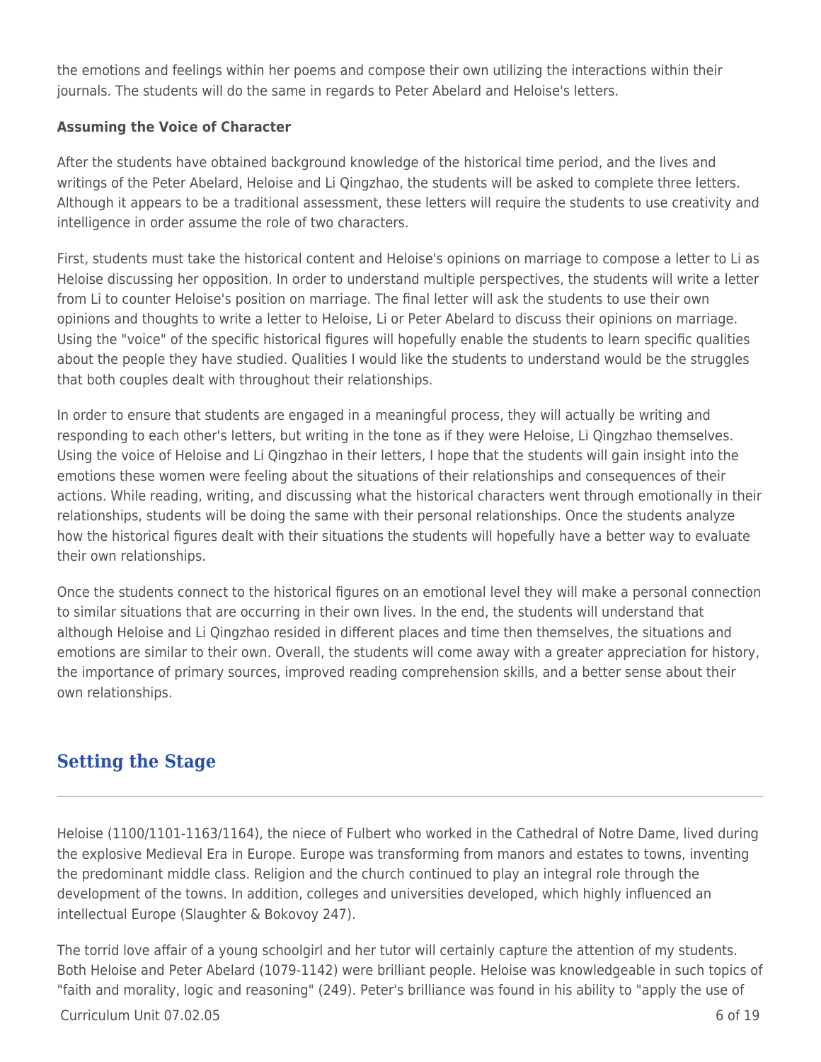the emotions and feelings within her poems and compose their own utilizing the interactions within their journals. The students will do the same in regards to Peter Abelard and Heloise's letters.

**Assuming the Voice of Character**

After the students have obtained background knowledge of the historical time period, and the lives and writings of the Peter Abelard, Heloise and Li Qingzhao, the students will be asked to complete three letters. Although it appears to be a traditional assessment, these letters will require the students to use creativity and intelligence in order assume the role of two characters.

First, students must take the historical content and Heloise's opinions on marriage to compose a letter to Li as Heloise discussing her opposition. In order to understand multiple perspectives, the students will write a letter from Li to counter Heloise's position on marriage. The final letter will ask the students to use their own opinions and thoughts to write a letter to Heloise, Li or Peter Abelard to discuss their opinions on marriage. Using the "voice" of the specific historical figures will hopefully enable the students to learn specific qualities about the people they have studied. Qualities I would like the students to understand would be the struggles that both couples dealt with throughout their relationships.

In order to ensure that students are engaged in a meaningful process, they will actually be writing and responding to each other's letters, but writing in the tone as if they were Heloise, Li Qingzhao themselves. Using the voice of Heloise and Li Qingzhao in their letters, I hope that the students will gain insight into the emotions these women were feeling about the situations of their relationships and consequences of their actions. While reading, writing, and discussing what the historical characters went through emotionally in their relationships, students will be doing the same with their personal relationships. Once the students analyze how the historical figures dealt with their situations the students will hopefully have a better way to evaluate their own relationships.

Once the students connect to the historical figures on an emotional level they will make a personal connection to similar situations that are occurring in their own lives. In the end, the students will understand that although Heloise and Li Qingzhao resided in different places and time then themselves, the situations and emotions are similar to their own. Overall, the students will come away with a greater appreciation for history, the importance of primary sources, improved reading comprehension skills, and a better sense about their own relationships.

## Setting the Stage

Heloise (1100/1101-1163/1164), the niece of Fulbert who worked in the Cathedral of Notre Dame, lived during the explosive Medieval Era in Europe. Europe was transforming from manors and estates to towns, inventing the predominant middle class. Religion and the church continued to play an integral role through the development of the towns. In addition, colleges and universities developed, which highly influenced an intellectual Europe (Slaughter & Bokovoy 247).

The torrid love affair of a young schoolgirl and her tutor will certainly capture the attention of my students. Both Heloise and Peter Abelard (1079-1142) were brilliant people. Heloise was knowledgeable in such topics of "faith and morality, logic and reasoning" (249). Peter's brilliance was found in his ability to "apply the use of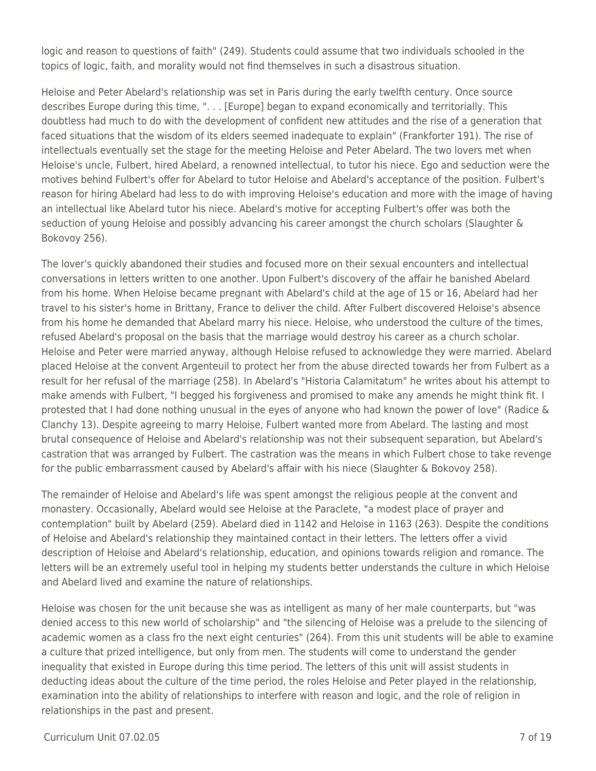logic and reason to questions of faith" (249). Students could assume that two individuals schooled in the topics of logic, faith, and morality would not find themselves in such a disastrous situation.

Heloise and Peter Abelard's relationship was set in Paris during the early twelfth century. Once source describes Europe during this time, ". . . [Europe] began to expand economically and territorially. This doubtless had much to do with the development of confident new attitudes and the rise of a generation that faced situations that the wisdom of its elders seemed inadequate to explain" (Frankforter 191). The rise of intellectuals eventually set the stage for the meeting Heloise and Peter Abelard. The two lovers met when Heloise's uncle, Fulbert, hired Abelard, a renowned intellectual, to tutor his niece. Ego and seduction were the motives behind Fulbert's offer for Abelard to tutor Heloise and Abelard's acceptance of the position. Fulbert's reason for hiring Abelard had less to do with improving Heloise's education and more with the image of having an intellectual like Abelard tutor his niece. Abelard's motive for accepting Fulbert's offer was both the seduction of young Heloise and possibly advancing his career amongst the church scholars (Slaughter & Bokovoy 256).

The lover's quickly abandoned their studies and focused more on their sexual encounters and intellectual conversations in letters written to one another. Upon Fulbert's discovery of the affair he banished Abelard from his home. When Heloise became pregnant with Abelard's child at the age of 15 or 16, Abelard had her travel to his sister's home in Brittany, France to deliver the child. After Fulbert discovered Heloise's absence from his home he demanded that Abelard marry his niece. Heloise, who understood the culture of the times, refused Abelard's proposal on the basis that the marriage would destroy his career as a church scholar. Heloise and Peter were married anyway, although Heloise refused to acknowledge they were married. Abelard placed Heloise at the convent Argenteuil to protect her from the abuse directed towards her from Fulbert as a result for her refusal of the marriage (258). In Abelard's "Historia Calamitatum" he writes about his attempt to make amends with Fulbert, "I begged his forgiveness and promised to make any amends he might think fit. I protested that I had done nothing unusual in the eyes of anyone who had known the power of love" (Radice & Clanchy 13). Despite agreeing to marry Heloise, Fulbert wanted more from Abelard. The lasting and most brutal consequence of Heloise and Abelard's relationship was not their subsequent separation, but Abelard's castration that was arranged by Fulbert. The castration was the means in which Fulbert chose to take revenge for the public embarrassment caused by Abelard's affair with his niece (Slaughter & Bokovoy 258).

The remainder of Heloise and Abelard's life was spent amongst the religious people at the convent and monastery. Occasionally, Abelard would see Heloise at the Paraclete, "a modest place of prayer and contemplation" built by Abelard (259). Abelard died in 1142 and Heloise in 1163 (263). Despite the conditions of Heloise and Abelard's relationship they maintained contact in their letters. The letters offer a vivid description of Heloise and Abelard's relationship, education, and opinions towards religion and romance. The letters will be an extremely useful tool in helping my students better understands the culture in which Heloise and Abelard lived and examine the nature of relationships.

Heloise was chosen for the unit because she was as intelligent as many of her male counterparts, but "was denied access to this new world of scholarship" and "the silencing of Heloise was a prelude to the silencing of academic women as a class fro the next eight centuries" (264). From this unit students will be able to examine a culture that prized intelligence, but only from men. The students will come to understand the gender inequality that existed in Europe during this time period. The letters of this unit will assist students in deducting ideas about the culture of the time period, the roles Heloise and Peter played in the relationship, examination into the ability of relationships to interfere with reason and logic, and the role of religion in relationships in the past and present.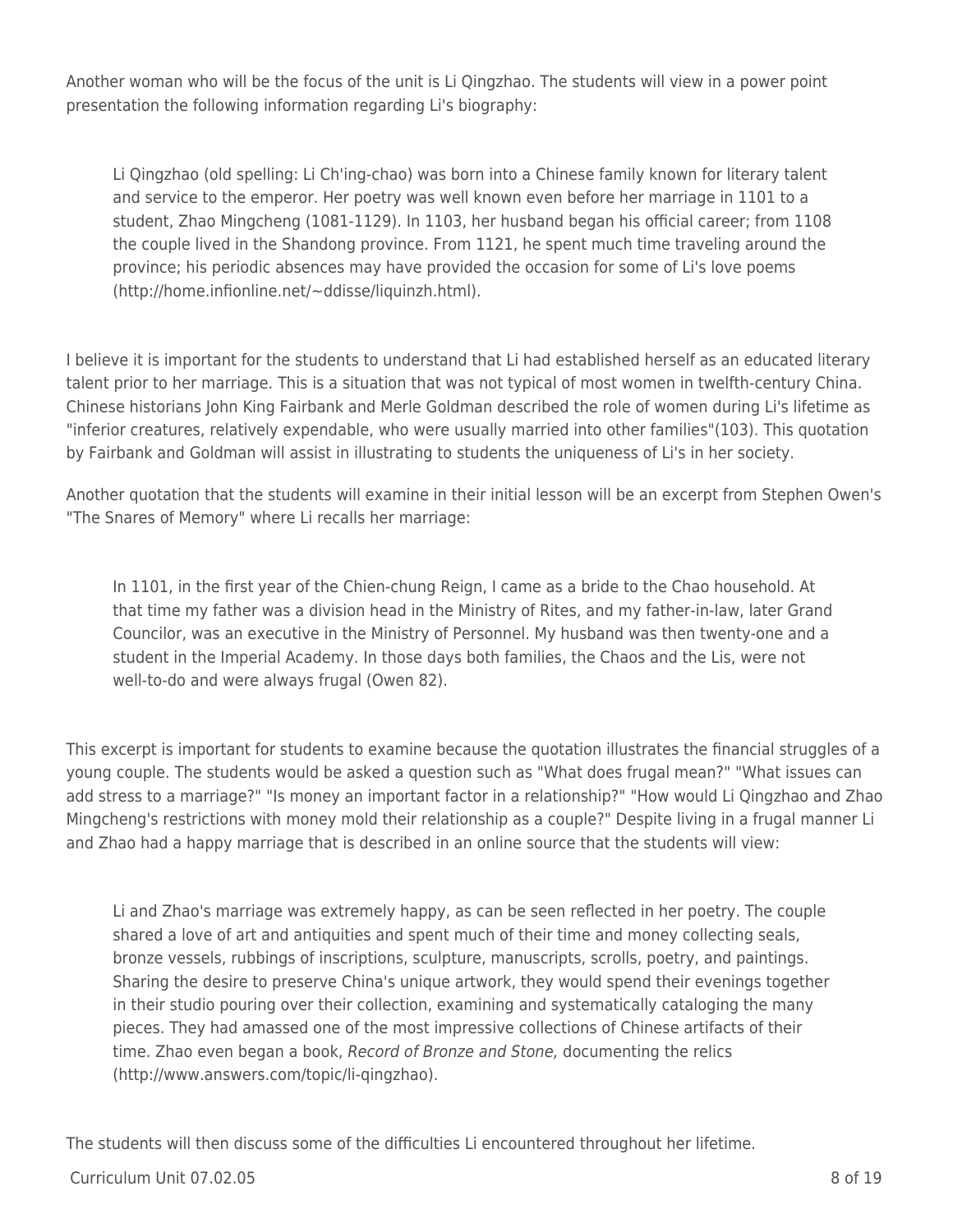Another woman who will be the focus of the unit is Li Qingzhao. The students will view in a power point presentation the following information regarding Li's biography:

> Li Qingzhao (old spelling: Li Ch'ing-chao) was born into a Chinese family known for literary talent and service to the emperor. Her poetry was well known even before her marriage in 1101 to a student, Zhao Mingcheng (1081-1129). In 1103, her husband began his official career; from 1108 the couple lived in the Shandong province. From 1121, he spent much time traveling around the province; his periodic absences may have provided the occasion for some of Li's love poems (http://home.infionline.net/~ddisse/liquinzh.html).

I believe it is important for the students to understand that Li had established herself as an educated literary talent prior to her marriage. This is a situation that was not typical of most women in twelfth-century China. Chinese historians John King Fairbank and Merle Goldman described the role of women during Li's lifetime as "inferior creatures, relatively expendable, who were usually married into other families"(103). This quotation by Fairbank and Goldman will assist in illustrating to students the uniqueness of Li's in her society.

Another quotation that the students will examine in their initial lesson will be an excerpt from Stephen Owen's "The Snares of Memory" where Li recalls her marriage:

> In 1101, in the first year of the Chien-chung Reign, I came as a bride to the Chao household. At that time my father was a division head in the Ministry of Rites, and my father-in-law, later Grand Councilor, was an executive in the Ministry of Personnel. My husband was then twenty-one and a student in the Imperial Academy. In those days both families, the Chaos and the Lis, were not well-to-do and were always frugal (Owen 82).

This excerpt is important for students to examine because the quotation illustrates the financial struggles of a young couple. The students would be asked a question such as "What does frugal mean?" "What issues can add stress to a marriage?" "Is money an important factor in a relationship?" "How would Li Qingzhao and Zhao Mingcheng's restrictions with money mold their relationship as a couple?" Despite living in a frugal manner Li and Zhao had a happy marriage that is described in an online source that the students will view:

> Li and Zhao's marriage was extremely happy, as can be seen reflected in her poetry. The couple shared a love of art and antiquities and spent much of their time and money collecting seals, bronze vessels, rubbings of inscriptions, sculpture, manuscripts, scrolls, poetry, and paintings. Sharing the desire to preserve China's unique artwork, they would spend their evenings together in their studio pouring over their collection, examining and systematically cataloging the many pieces. They had amassed one of the most impressive collections of Chinese artifacts of their time. Zhao even began a book, *Record of Bronze and Stone,* documenting the relics (http://www.answers.com/topic/li-qingzhao).

The students will then discuss some of the difficulties Li encountered throughout her lifetime.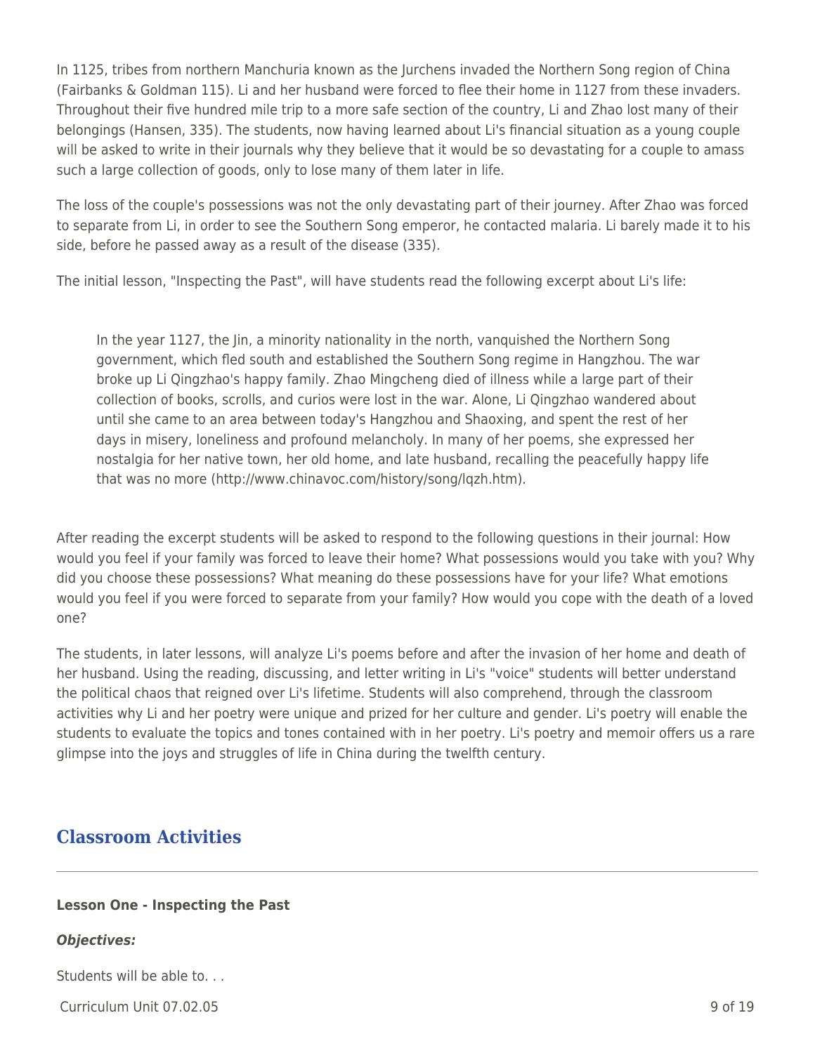In 1125, tribes from northern Manchuria known as the Jurchens invaded the Northern Song region of China (Fairbanks & Goldman 115). Li and her husband were forced to flee their home in 1127 from these invaders. Throughout their five hundred mile trip to a more safe section of the country, Li and Zhao lost many of their belongings (Hansen, 335). The students, now having learned about Li's financial situation as a young couple will be asked to write in their journals why they believe that it would be so devastating for a couple to amass such a large collection of goods, only to lose many of them later in life.

The loss of the couple's possessions was not the only devastating part of their journey. After Zhao was forced to separate from Li, in order to see the Southern Song emperor, he contacted malaria. Li barely made it to his side, before he passed away as a result of the disease (335).

The initial lesson, "Inspecting the Past", will have students read the following excerpt about Li's life:

> In the year 1127, the Jin, a minority nationality in the north, vanquished the Northern Song government, which fled south and established the Southern Song regime in Hangzhou. The war broke up Li Qingzhao's happy family. Zhao Mingcheng died of illness while a large part of their collection of books, scrolls, and curios were lost in the war. Alone, Li Qingzhao wandered about until she came to an area between today's Hangzhou and Shaoxing, and spent the rest of her days in misery, loneliness and profound melancholy. In many of her poems, she expressed her nostalgia for her native town, her old home, and late husband, recalling the peacefully happy life that was no more (http://www.chinavoc.com/history/song/lqzh.htm).

After reading the excerpt students will be asked to respond to the following questions in their journal: How would you feel if your family was forced to leave their home? What possessions would you take with you? Why did you choose these possessions? What meaning do these possessions have for your life? What emotions would you feel if you were forced to separate from your family? How would you cope with the death of a loved one?

The students, in later lessons, will analyze Li's poems before and after the invasion of her home and death of her husband. Using the reading, discussing, and letter writing in Li's "voice" students will better understand the political chaos that reigned over Li's lifetime. Students will also comprehend, through the classroom activities why Li and her poetry were unique and prized for her culture and gender. Li's poetry will enable the students to evaluate the topics and tones contained with in her poetry. Li's poetry and memoir offers us a rare glimpse into the joys and struggles of life in China during the twelfth century.

## Classroom Activities

**Lesson One - Inspecting the Past**

***Objectives:***

Students will be able to. . .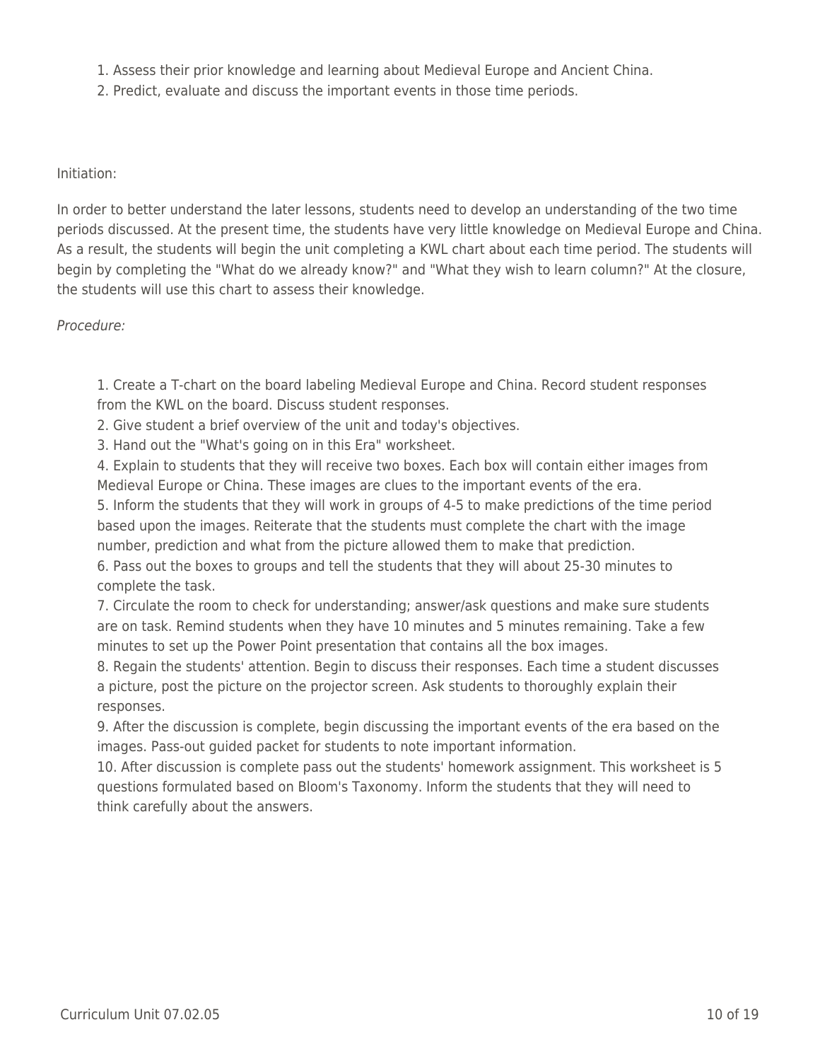1. Assess their prior knowledge and learning about Medieval Europe and Ancient China.
2. Predict, evaluate and discuss the important events in those time periods.

Initiation:

In order to better understand the later lessons, students need to develop an understanding of the two time periods discussed. At the present time, the students have very little knowledge on Medieval Europe and China. As a result, the students will begin the unit completing a KWL chart about each time period. The students will begin by completing the "What do we already know?" and "What they wish to learn column?" At the closure, the students will use this chart to assess their knowledge.

*Procedure:*

1. Create a T-chart on the board labeling Medieval Europe and China. Record student responses from the KWL on the board. Discuss student responses.
2. Give student a brief overview of the unit and today's objectives.
3. Hand out the "What's going on in this Era" worksheet.
4. Explain to students that they will receive two boxes. Each box will contain either images from Medieval Europe or China. These images are clues to the important events of the era.
5. Inform the students that they will work in groups of 4-5 to make predictions of the time period based upon the images. Reiterate that the students must complete the chart with the image number, prediction and what from the picture allowed them to make that prediction.
6. Pass out the boxes to groups and tell the students that they will about 25-30 minutes to complete the task.
7. Circulate the room to check for understanding; answer/ask questions and make sure students are on task. Remind students when they have 10 minutes and 5 minutes remaining. Take a few minutes to set up the Power Point presentation that contains all the box images.
8. Regain the students' attention. Begin to discuss their responses. Each time a student discusses a picture, post the picture on the projector screen. Ask students to thoroughly explain their responses.
9. After the discussion is complete, begin discussing the important events of the era based on the images. Pass-out guided packet for students to note important information.
10. After discussion is complete pass out the students' homework assignment. This worksheet is 5 questions formulated based on Bloom's Taxonomy. Inform the students that they will need to think carefully about the answers.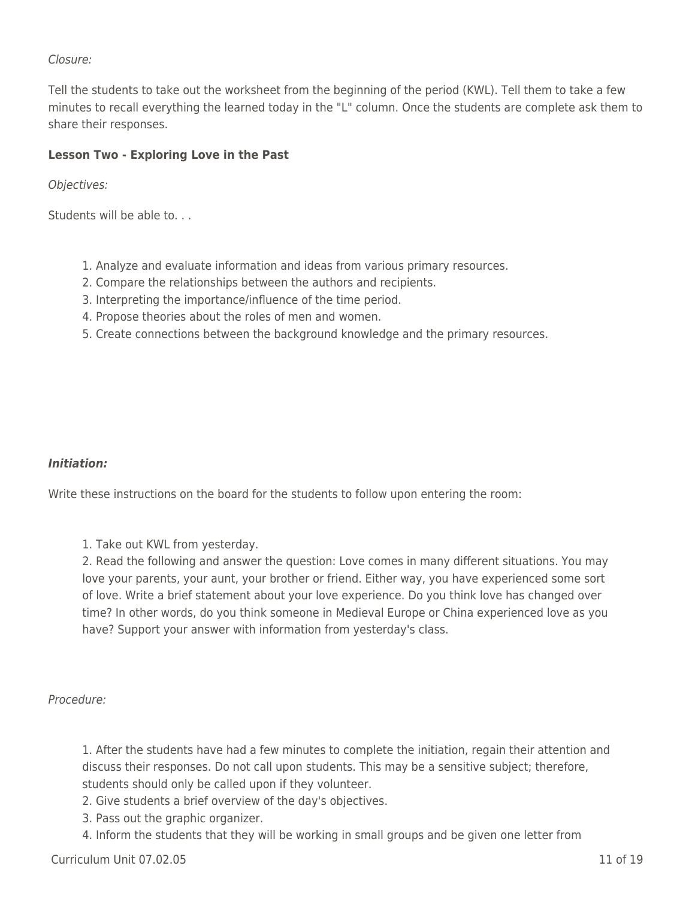*Closure:*

Tell the students to take out the worksheet from the beginning of the period (KWL). Tell them to take a few minutes to recall everything the learned today in the "L" column. Once the students are complete ask them to share their responses.

**Lesson Two - Exploring Love in the Past**

*Objectives:*

Students will be able to. . .

1. Analyze and evaluate information and ideas from various primary resources.
2. Compare the relationships between the authors and recipients.
3. Interpreting the importance/influence of the time period.
4. Propose theories about the roles of men and women.
5. Create connections between the background knowledge and the primary resources.

***Initiation:***

Write these instructions on the board for the students to follow upon entering the room:

1. Take out KWL from yesterday.
2. Read the following and answer the question: Love comes in many different situations. You may love your parents, your aunt, your brother or friend. Either way, you have experienced some sort of love. Write a brief statement about your love experience. Do you think love has changed over time? In other words, do you think someone in Medieval Europe or China experienced love as you have? Support your answer with information from yesterday's class.

*Procedure:*

1. After the students have had a few minutes to complete the initiation, regain their attention and discuss their responses. Do not call upon students. This may be a sensitive subject; therefore, students should only be called upon if they volunteer.
2. Give students a brief overview of the day's objectives.
3. Pass out the graphic organizer.
4. Inform the students that they will be working in small groups and be given one letter from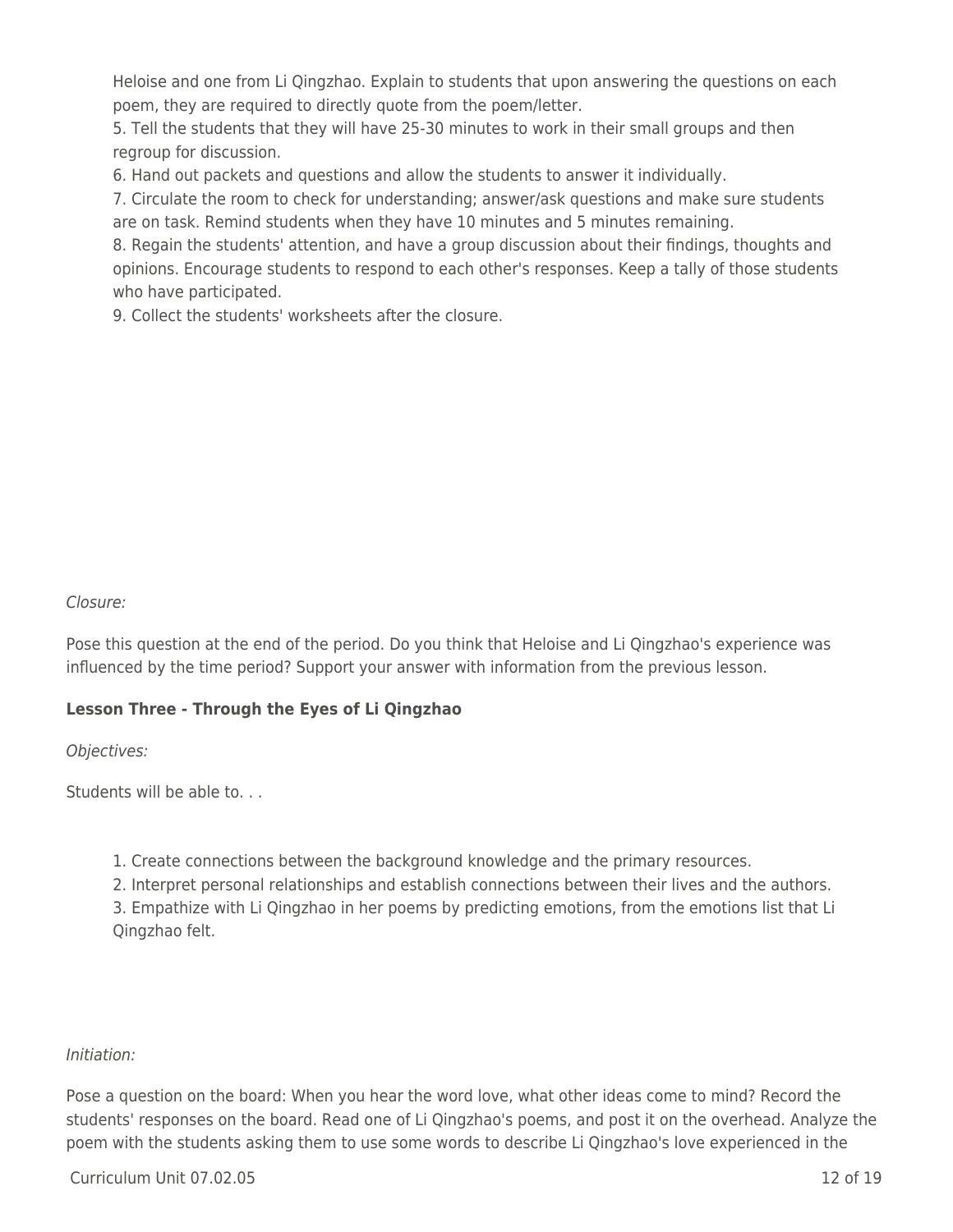Heloise and one from Li Qingzhao. Explain to students that upon answering the questions on each poem, they are required to directly quote from the poem/letter.
5. Tell the students that they will have 25-30 minutes to work in their small groups and then regroup for discussion.
6. Hand out packets and questions and allow the students to answer it individually.
7. Circulate the room to check for understanding; answer/ask questions and make sure students are on task. Remind students when they have 10 minutes and 5 minutes remaining.
8. Regain the students' attention, and have a group discussion about their findings, thoughts and opinions. Encourage students to respond to each other's responses. Keep a tally of those students who have participated.
9. Collect the students' worksheets after the closure.

*Closure:*

Pose this question at the end of the period. Do you think that Heloise and Li Qingzhao's experience was influenced by the time period? Support your answer with information from the previous lesson.

**Lesson Three - Through the Eyes of Li Qingzhao**

*Objectives:*

Students will be able to. . .

1. Create connections between the background knowledge and the primary resources.
2. Interpret personal relationships and establish connections between their lives and the authors.
3. Empathize with Li Qingzhao in her poems by predicting emotions, from the emotions list that Li Qingzhao felt.

*Initiation:*

Pose a question on the board: When you hear the word love, what other ideas come to mind? Record the students' responses on the board. Read one of Li Qingzhao's poems, and post it on the overhead. Analyze the poem with the students asking them to use some words to describe Li Qingzhao's love experienced in the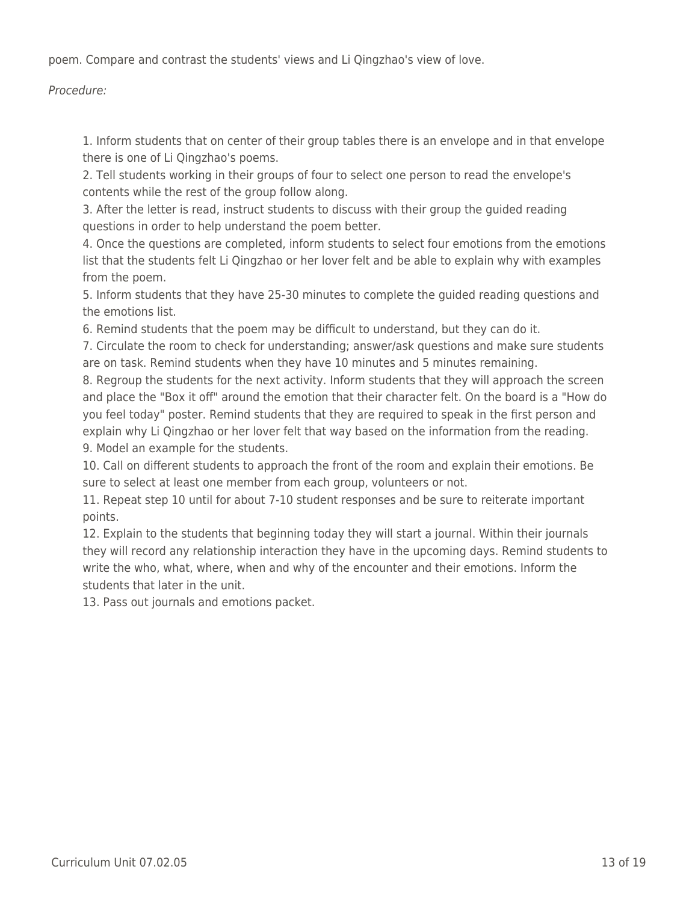poem. Compare and contrast the students' views and Li Qingzhao's view of love.

*Procedure:*

1. Inform students that on center of their group tables there is an envelope and in that envelope there is one of Li Qingzhao's poems.
2. Tell students working in their groups of four to select one person to read the envelope's contents while the rest of the group follow along.
3. After the letter is read, instruct students to discuss with their group the guided reading questions in order to help understand the poem better.
4. Once the questions are completed, inform students to select four emotions from the emotions list that the students felt Li Qingzhao or her lover felt and be able to explain why with examples from the poem.
5. Inform students that they have 25-30 minutes to complete the guided reading questions and the emotions list.
6. Remind students that the poem may be difficult to understand, but they can do it.
7. Circulate the room to check for understanding; answer/ask questions and make sure students are on task. Remind students when they have 10 minutes and 5 minutes remaining.
8. Regroup the students for the next activity. Inform students that they will approach the screen and place the "Box it off" around the emotion that their character felt. On the board is a "How do you feel today" poster. Remind students that they are required to speak in the first person and explain why Li Qingzhao or her lover felt that way based on the information from the reading.
9. Model an example for the students.
10. Call on different students to approach the front of the room and explain their emotions. Be sure to select at least one member from each group, volunteers or not.
11. Repeat step 10 until for about 7-10 student responses and be sure to reiterate important points.
12. Explain to the students that beginning today they will start a journal. Within their journals they will record any relationship interaction they have in the upcoming days. Remind students to write the who, what, where, when and why of the encounter and their emotions. Inform the students that later in the unit.
13. Pass out journals and emotions packet.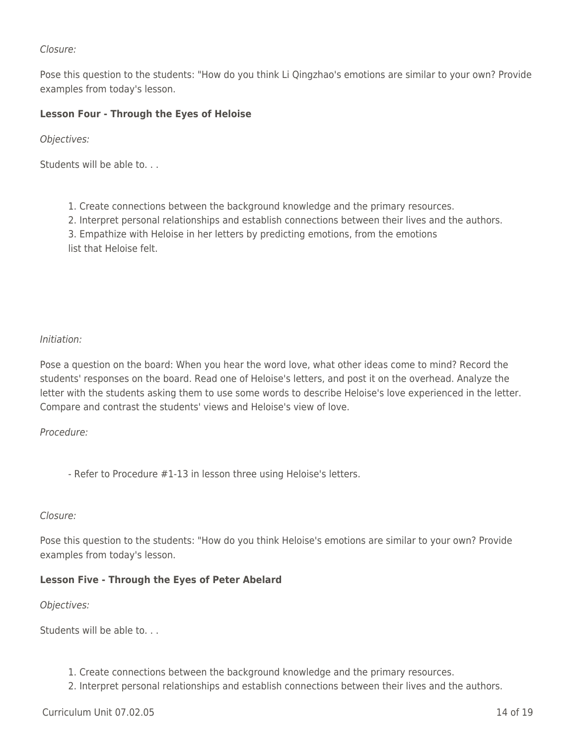*Closure:*

Pose this question to the students: "How do you think Li Qingzhao's emotions are similar to your own? Provide examples from today's lesson.

**Lesson Four - Through the Eyes of Heloise**

*Objectives:*

Students will be able to. . .

1. Create connections between the background knowledge and the primary resources.
2. Interpret personal relationships and establish connections between their lives and the authors.
3. Empathize with Heloise in her letters by predicting emotions, from the emotions list that Heloise felt.

*Initiation:*

Pose a question on the board: When you hear the word love, what other ideas come to mind? Record the students' responses on the board. Read one of Heloise's letters, and post it on the overhead. Analyze the letter with the students asking them to use some words to describe Heloise's love experienced in the letter. Compare and contrast the students' views and Heloise's view of love.

*Procedure:*

- Refer to Procedure #1-13 in lesson three using Heloise's letters.

*Closure:*

Pose this question to the students: "How do you think Heloise's emotions are similar to your own? Provide examples from today's lesson.

**Lesson Five - Through the Eyes of Peter Abelard**

*Objectives:*

Students will be able to. . .

1. Create connections between the background knowledge and the primary resources.
2. Interpret personal relationships and establish connections between their lives and the authors.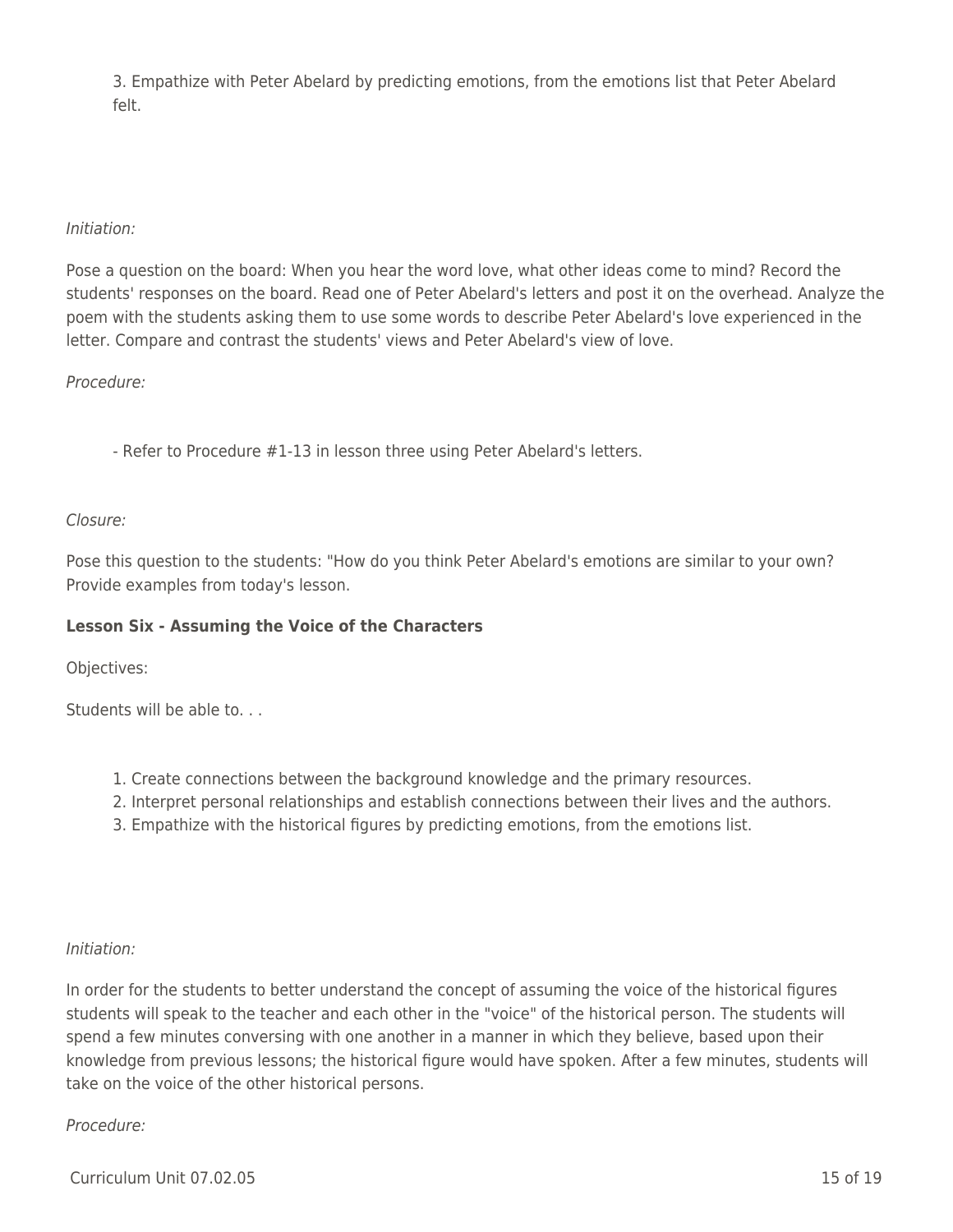3. Empathize with Peter Abelard by predicting emotions, from the emotions list that Peter Abelard felt.

*Initiation:*

Pose a question on the board: When you hear the word love, what other ideas come to mind? Record the students' responses on the board. Read one of Peter Abelard's letters and post it on the overhead. Analyze the poem with the students asking them to use some words to describe Peter Abelard's love experienced in the letter. Compare and contrast the students' views and Peter Abelard's view of love.

*Procedure:*

- Refer to Procedure #1-13 in lesson three using Peter Abelard's letters.

*Closure:*

Pose this question to the students: "How do you think Peter Abelard's emotions are similar to your own? Provide examples from today's lesson.

**Lesson Six - Assuming the Voice of the Characters**

Objectives:

Students will be able to. . .

1. Create connections between the background knowledge and the primary resources.
2. Interpret personal relationships and establish connections between their lives and the authors.
3. Empathize with the historical figures by predicting emotions, from the emotions list.

*Initiation:*

In order for the students to better understand the concept of assuming the voice of the historical figures students will speak to the teacher and each other in the "voice" of the historical person. The students will spend a few minutes conversing with one another in a manner in which they believe, based upon their knowledge from previous lessons; the historical figure would have spoken. After a few minutes, students will take on the voice of the other historical persons.

*Procedure:*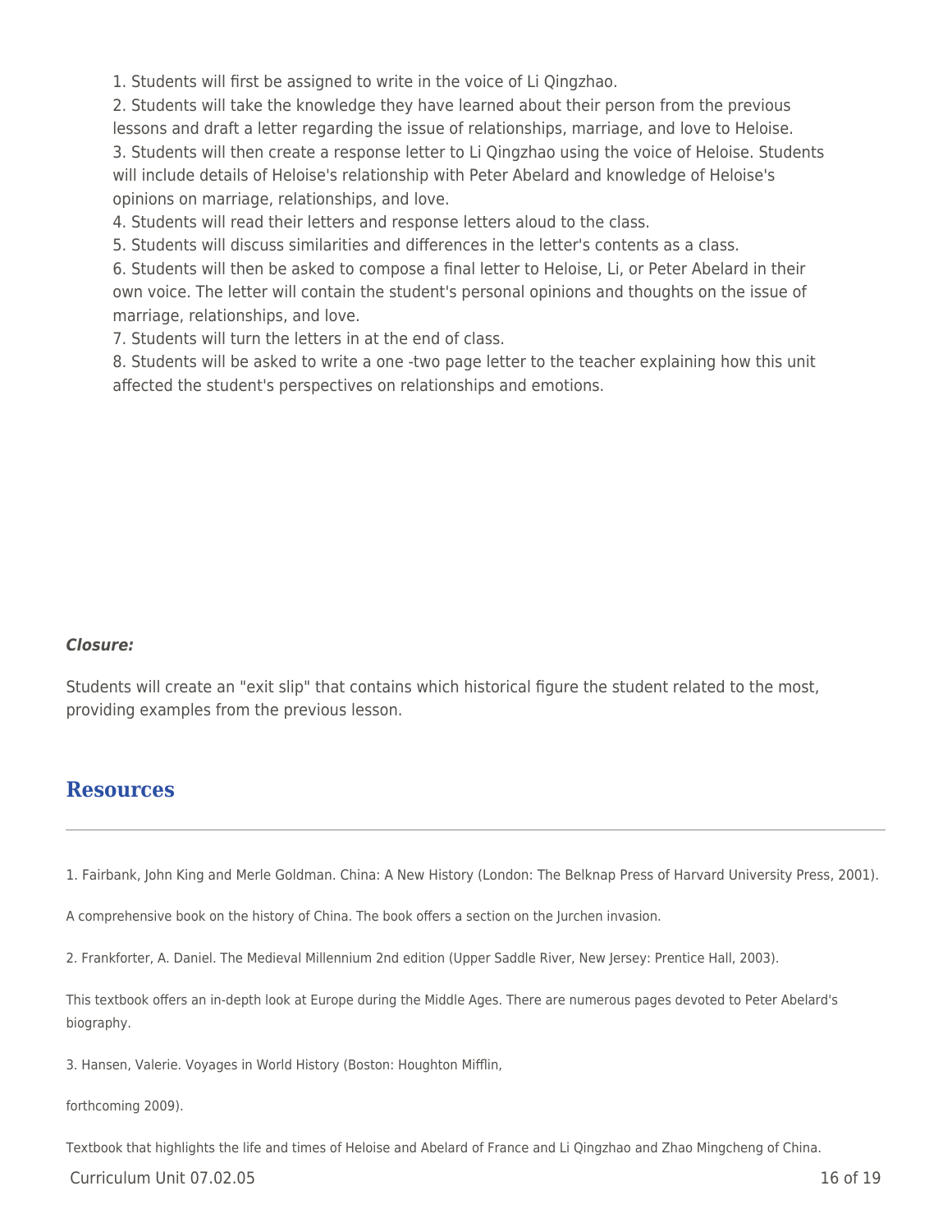1. Students will first be assigned to write in the voice of Li Qingzhao.
2. Students will take the knowledge they have learned about their person from the previous lessons and draft a letter regarding the issue of relationships, marriage, and love to Heloise.
3. Students will then create a response letter to Li Qingzhao using the voice of Heloise. Students will include details of Heloise's relationship with Peter Abelard and knowledge of Heloise's opinions on marriage, relationships, and love.
4. Students will read their letters and response letters aloud to the class.
5. Students will discuss similarities and differences in the letter's contents as a class.
6. Students will then be asked to compose a final letter to Heloise, Li, or Peter Abelard in their own voice. The letter will contain the student's personal opinions and thoughts on the issue of marriage, relationships, and love.
7. Students will turn the letters in at the end of class.
8. Students will be asked to write a one -two page letter to the teacher explaining how this unit affected the student's perspectives on relationships and emotions.

***Closure:***

Students will create an "exit slip" that contains which historical figure the student related to the most, providing examples from the previous lesson.

## Resources

1. Fairbank, John King and Merle Goldman. China: A New History (London: The Belknap Press of Harvard University Press, 2001).

A comprehensive book on the history of China. The book offers a section on the Jurchen invasion.

2. Frankforter, A. Daniel. The Medieval Millennium 2nd edition (Upper Saddle River, New Jersey: Prentice Hall, 2003).

This textbook offers an in-depth look at Europe during the Middle Ages. There are numerous pages devoted to Peter Abelard's biography.

3. Hansen, Valerie. Voyages in World History (Boston: Houghton Mifflin,

forthcoming 2009).

Textbook that highlights the life and times of Heloise and Abelard of France and Li Qingzhao and Zhao Mingcheng of China.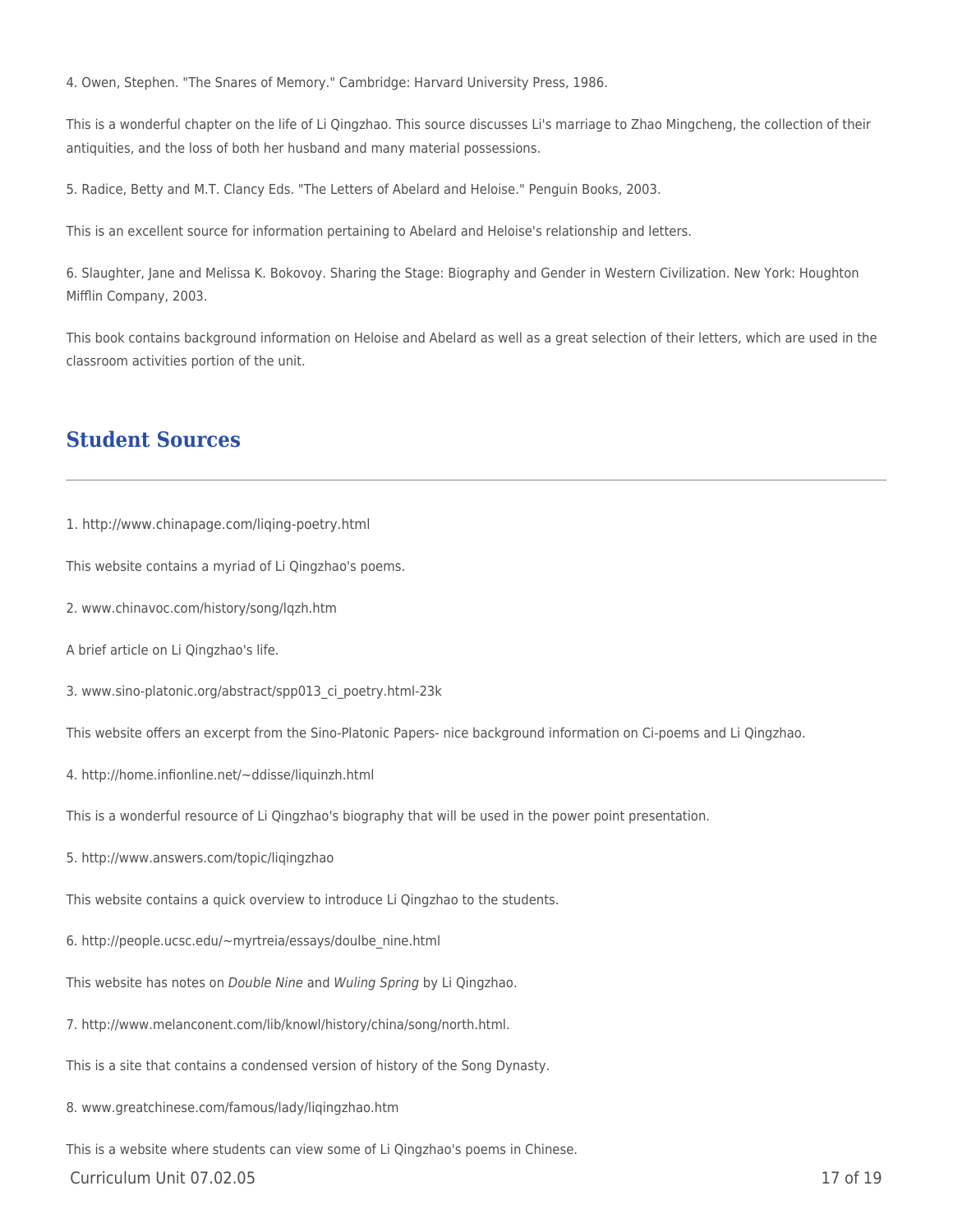4. Owen, Stephen. "The Snares of Memory." Cambridge: Harvard University Press, 1986.

This is a wonderful chapter on the life of Li Qingzhao. This source discusses Li's marriage to Zhao Mingcheng, the collection of their antiquities, and the loss of both her husband and many material possessions.

5. Radice, Betty and M.T. Clancy Eds. "The Letters of Abelard and Heloise." Penguin Books, 2003.

This is an excellent source for information pertaining to Abelard and Heloise's relationship and letters.

6. Slaughter, Jane and Melissa K. Bokovoy. Sharing the Stage: Biography and Gender in Western Civilization. New York: Houghton Mifflin Company, 2003.

This book contains background information on Heloise and Abelard as well as a great selection of their letters, which are used in the classroom activities portion of the unit.

## Student Sources

1. http://www.chinapage.com/liqing-poetry.html

This website contains a myriad of Li Qingzhao's poems.

2. www.chinavoc.com/history/song/lqzh.htm

A brief article on Li Qingzhao's life.

3. www.sino-platonic.org/abstract/spp013_ci_poetry.html-23k

This website offers an excerpt from the Sino-Platonic Papers- nice background information on Ci-poems and Li Qingzhao.

4. http://home.infionline.net/~ddisse/liquinzh.html

This is a wonderful resource of Li Qingzhao's biography that will be used in the power point presentation.

5. http://www.answers.com/topic/liqingzhao

This website contains a quick overview to introduce Li Qingzhao to the students.

6. http://people.ucsc.edu/~myrtreia/essays/doulbe_nine.html

This website has notes on *Double Nine* and *Wuling Spring* by Li Qingzhao.

7. http://www.melanconent.com/lib/knowl/history/china/song/north.html.

This is a site that contains a condensed version of history of the Song Dynasty.

8. www.greatchinese.com/famous/lady/liqingzhao.htm

This is a website where students can view some of Li Qingzhao's poems in Chinese.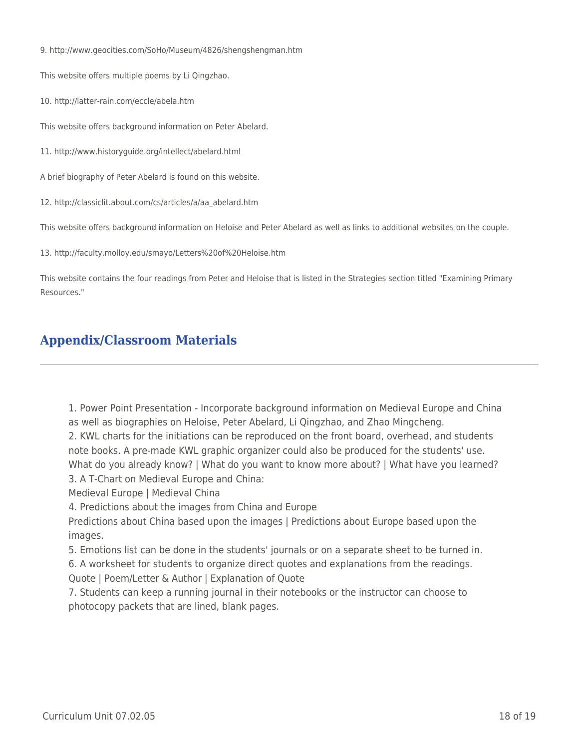9. http://www.geocities.com/SoHo/Museum/4826/shengshengman.htm

This website offers multiple poems by Li Qingzhao.

10. http://latter-rain.com/eccle/abela.htm

This website offers background information on Peter Abelard.

11. http://www.historyguide.org/intellect/abelard.html

A brief biography of Peter Abelard is found on this website.

12. http://classiclit.about.com/cs/articles/a/aa_abelard.htm

This website offers background information on Heloise and Peter Abelard as well as links to additional websites on the couple.

13. http://faculty.molloy.edu/smayo/Letters%20of%20Heloise.htm

This website contains the four readings from Peter and Heloise that is listed in the Strategies section titled "Examining Primary Resources."

## Appendix/Classroom Materials

1. Power Point Presentation - Incorporate background information on Medieval Europe and China as well as biographies on Heloise, Peter Abelard, Li Qingzhao, and Zhao Mingcheng.
2. KWL charts for the initiations can be reproduced on the front board, overhead, and students note books. A pre-made KWL graphic organizer could also be produced for the students' use.
What do you already know? | What do you want to know more about? | What have you learned?
3. A T-Chart on Medieval Europe and China:
Medieval Europe | Medieval China
4. Predictions about the images from China and Europe
Predictions about China based upon the images | Predictions about Europe based upon the images.
5. Emotions list can be done in the students' journals or on a separate sheet to be turned in.
6. A worksheet for students to organize direct quotes and explanations from the readings.
Quote | Poem/Letter & Author | Explanation of Quote
7. Students can keep a running journal in their notebooks or the instructor can choose to photocopy packets that are lined, blank pages.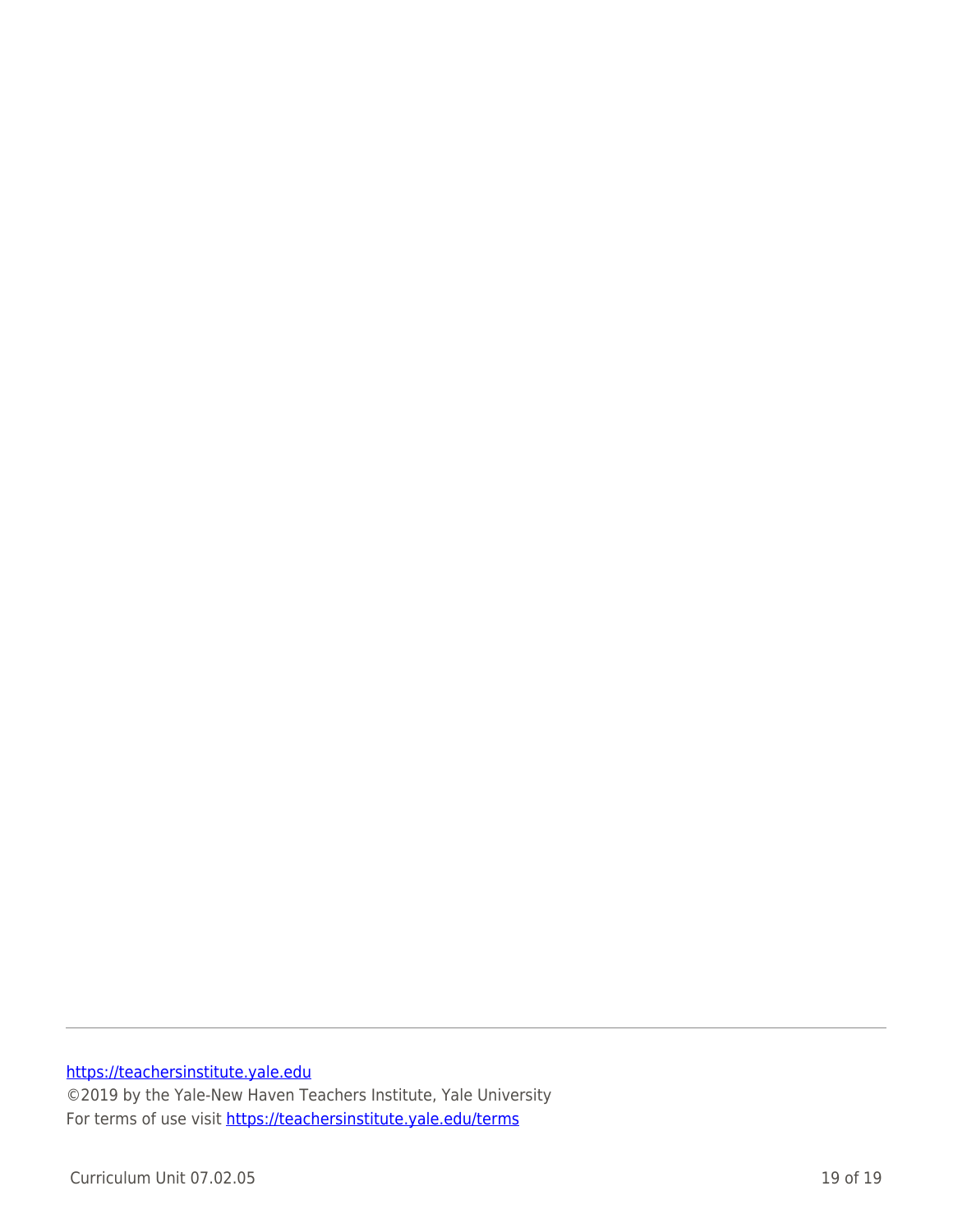https://teachersinstitute.yale.edu

©2019 by the Yale-New Haven Teachers Institute, Yale University

For terms of use visit https://teachersinstitute.yale.edu/terms